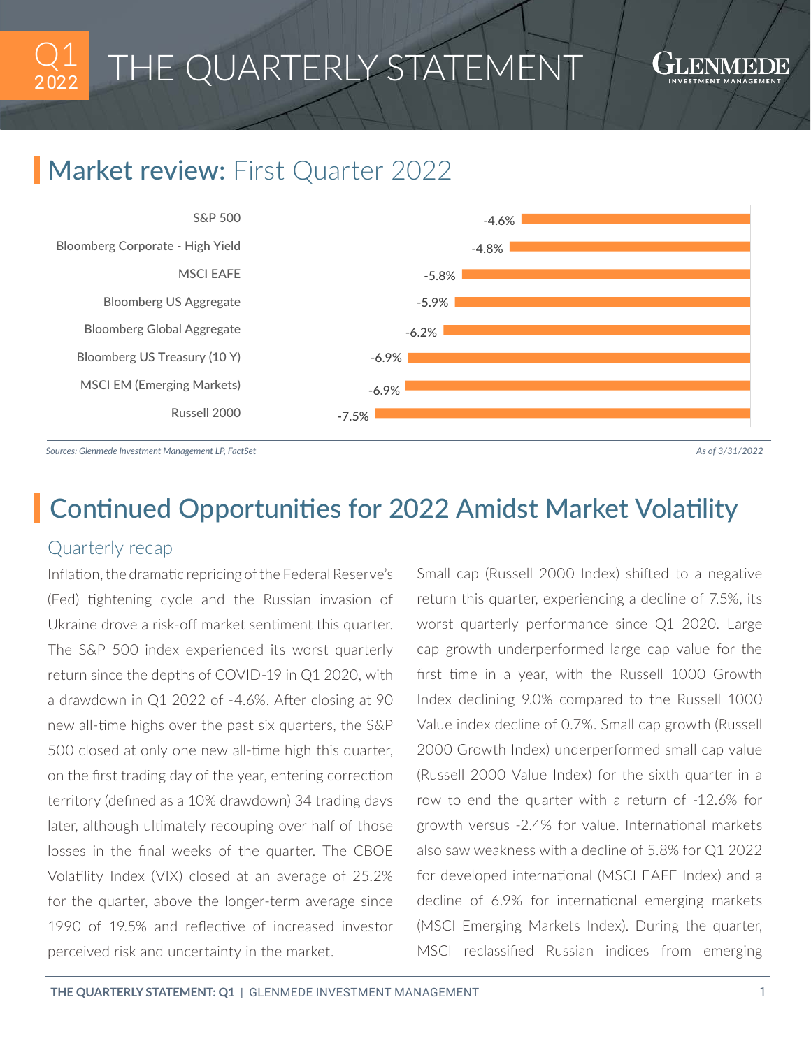# Q1 2022 THE QUARTERLY STATEMENT

GLENMEDE INVESTMENT MANAGEMENT

## Market review: First Quarter 2022

S&P 500 -4.6%
Bloomberg Corporate - High Yield -4.8%
MSCI EAFE -5.8%
Bloomberg US Aggregate -5.9%
Bloomberg Global Aggregate -6.2%
Bloomberg US Treasury (10 Y) -6.9%
MSCI EM (Emerging Markets) -6.9%
Russell 2000 -7.5%

*Sources: Glenmede Investment Management LP, FactSet*

*As of 3/31/2022*

## Continued Opportunities for 2022 Amidst Market Volatility

### Quarterly recap

Inflation, the dramatic repricing of the Federal Reserve's (Fed) tightening cycle and the Russian invasion of Ukraine drove a risk-off market sentiment this quarter. The S&P 500 index experienced its worst quarterly return since the depths of COVID-19 in Q1 2020, with a drawdown in Q1 2022 of -4.6%. After closing at 90 new all-time highs over the past six quarters, the S&P 500 closed at only one new all-time high this quarter, on the first trading day of the year, entering correction territory (defined as a 10% drawdown) 34 trading days later, although ultimately recouping over half of those losses in the final weeks of the quarter. The CBOE Volatility Index (VIX) closed at an average of 25.2% for the quarter, above the longer-term average since 1990 of 19.5% and reflective of increased investor perceived risk and uncertainty in the market.

Small cap (Russell 2000 Index) shifted to a negative return this quarter, experiencing a decline of 7.5%, its worst quarterly performance since Q1 2020. Large cap growth underperformed large cap value for the first time in a year, with the Russell 1000 Growth Index declining 9.0% compared to the Russell 1000 Value index decline of 0.7%. Small cap growth (Russell 2000 Growth Index) underperformed small cap value (Russell 2000 Value Index) for the sixth quarter in a row to end the quarter with a return of -12.6% for growth versus -2.4% for value. International markets also saw weakness with a decline of 5.8% for Q1 2022 for developed international (MSCI EAFE Index) and a decline of 6.9% for international emerging markets (MSCI Emerging Markets Index). During the quarter, MSCI reclassified Russian indices from emerging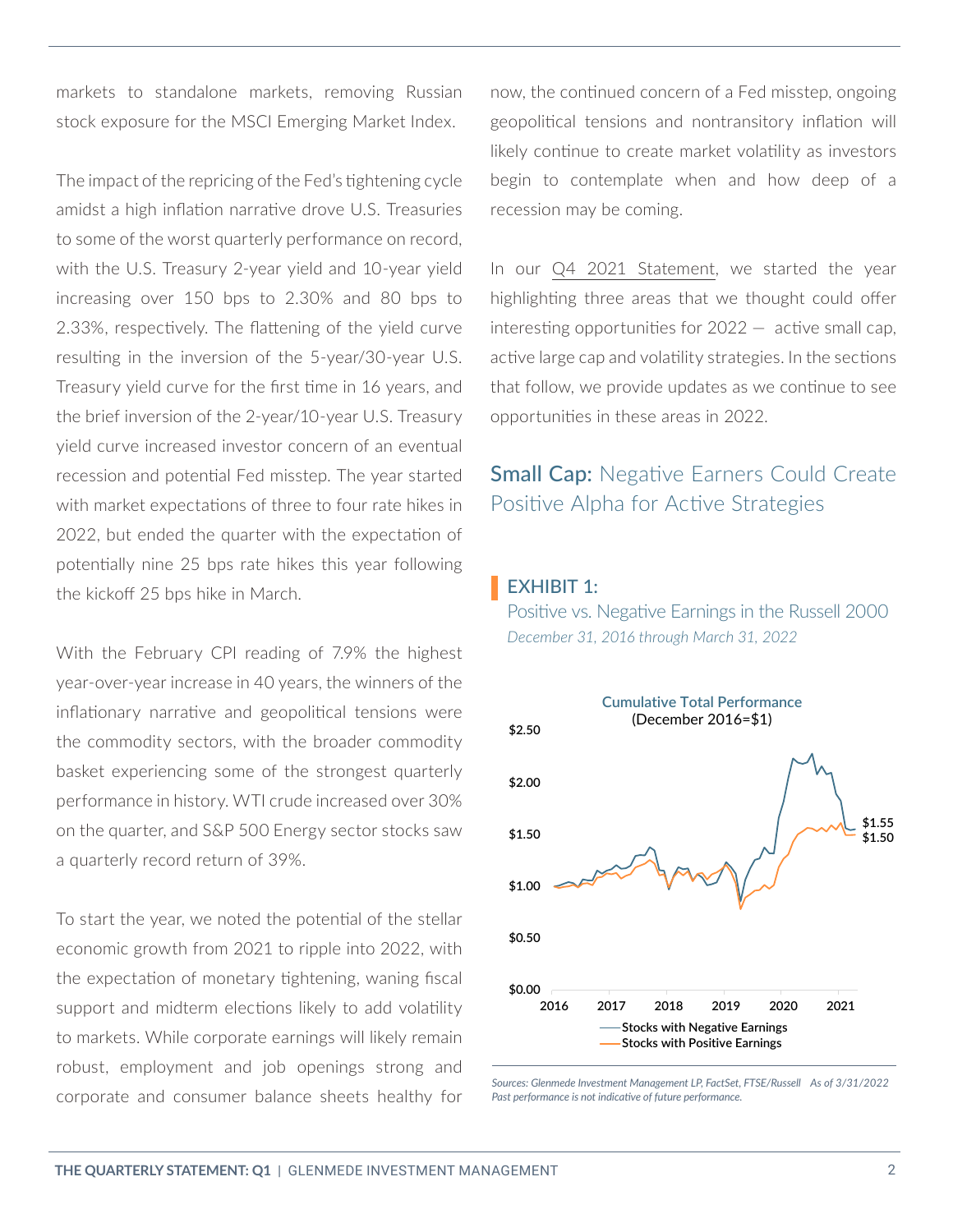markets to standalone markets, removing Russian stock exposure for the MSCI Emerging Market Index.

The impact of the repricing of the Fed's tightening cycle amidst a high inflation narrative drove U.S. Treasuries to some of the worst quarterly performance on record, with the U.S. Treasury 2-year yield and 10-year yield increasing over 150 bps to 2.30% and 80 bps to 2.33%, respectively. The flattening of the yield curve resulting in the inversion of the 5-year/30-year U.S. Treasury yield curve for the first time in 16 years, and the brief inversion of the 2-year/10-year U.S. Treasury yield curve increased investor concern of an eventual recession and potential Fed misstep. The year started with market expectations of three to four rate hikes in 2022, but ended the quarter with the expectation of potentially nine 25 bps rate hikes this year following the kickoff 25 bps hike in March.

With the February CPI reading of 7.9% the highest year-over-year increase in 40 years, the winners of the inflationary narrative and geopolitical tensions were the commodity sectors, with the broader commodity basket experiencing some of the strongest quarterly performance in history. WTI crude increased over 30% on the quarter, and S&P 500 Energy sector stocks saw a quarterly record return of 39%.

To start the year, we noted the potential of the stellar economic growth from 2021 to ripple into 2022, with the expectation of monetary tightening, waning fiscal support and midterm elections likely to add volatility to markets. While corporate earnings will likely remain robust, employment and job openings strong and corporate and consumer balance sheets healthy for now, the continued concern of a Fed misstep, ongoing geopolitical tensions and nontransitory inflation will likely continue to create market volatility as investors begin to contemplate when and how deep of a recession may be coming.

In our Q4 2021 Statement, we started the year highlighting three areas that we thought could offer interesting opportunities for 2022 — active small cap, active large cap and volatility strategies. In the sections that follow, we provide updates as we continue to see opportunities in these areas in 2022.

## **Small Cap:** Negative Earners Could Create Positive Alpha for Active Strategies

### EXHIBIT 1:

Positive vs. Negative Earnings in the Russell 2000

*December 31, 2016 through March 31, 2022*

Cumulative Total Performance
(December 2016=$1)

$2.50
$2.00
$1.50
$1.00
$0.50
$0.00

2016 2017 2018 2019 2020 2021

$1.55
$1.50

Stocks with Negative Earnings
Stocks with Positive Earnings

*Sources: Glenmede Investment Management LP, FactSet, FTSE/Russell As of 3/31/2022*
*Past performance is not indicative of future performance.*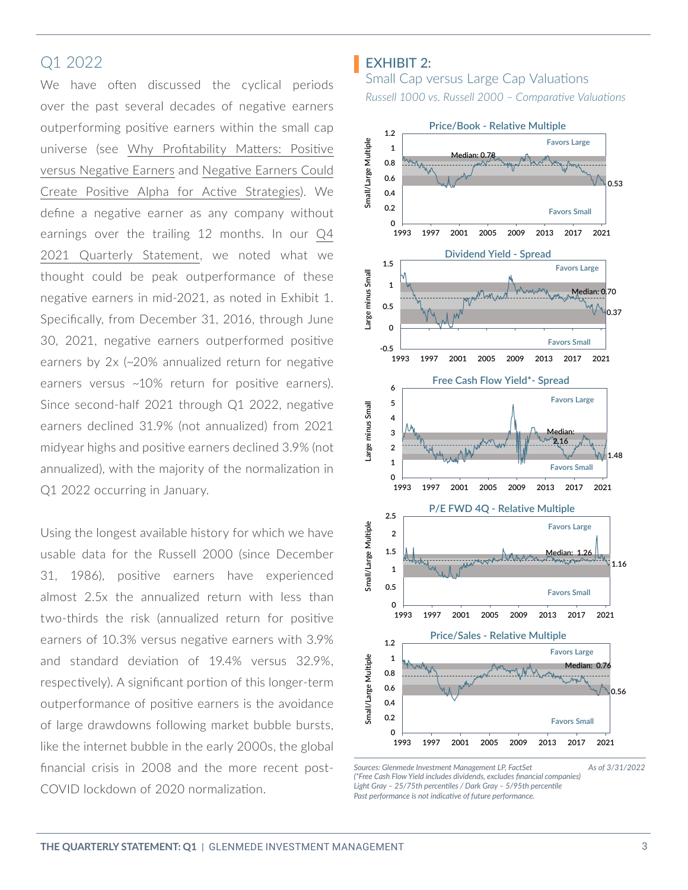## Q1 2022

We have often discussed the cyclical periods over the past several decades of negative earners outperforming positive earners within the small cap universe (see Why Profitability Matters: Positive versus Negative Earners and Negative Earners Could Create Positive Alpha for Active Strategies). We define a negative earner as any company without earnings over the trailing 12 months. In our Q4 2021 Quarterly Statement, we noted what we thought could be peak outperformance of these negative earners in mid-2021, as noted in Exhibit 1. Specifically, from December 31, 2016, through June 30, 2021, negative earners outperformed positive earners by 2x (~20% annualized return for negative earners versus ~10% return for positive earners). Since second-half 2021 through Q1 2022, negative earners declined 31.9% (not annualized) from 2021 midyear highs and positive earners declined 3.9% (not annualized), with the majority of the normalization in Q1 2022 occurring in January.

Using the longest available history for which we have usable data for the Russell 2000 (since December 31, 1986), positive earners have experienced almost 2.5x the annualized return with less than two-thirds the risk (annualized return for positive earners of 10.3% versus negative earners with 3.9% and standard deviation of 19.4% versus 32.9%, respectively). A significant portion of this longer-term outperformance of positive earners is the avoidance of large drawdowns following market bubble bursts, like the internet bubble in the early 2000s, the global financial crisis in 2008 and the more recent post-COVID lockdown of 2020 normalization.

### EXHIBIT 2:

Small Cap versus Large Cap Valuations

*Russell 1000 vs. Russell 2000 – Comparative Valuations*

Price/Book - Relative Multiple
Small/Large Multiple
Favors Large
Median: 0.78
0.53
Favors Small
1.2, 1, 0.8, 0.6, 0.4, 0.2, 0
1993, 1997, 2001, 2005, 2009, 2013, 2017, 2021

Dividend Yield - Spread
Large minus Small
Favors Large
Median: 0.70
0.37
Favors Small
1.5, 1, 0.5, 0, -0.5
1993, 1997, 2001, 2005, 2009, 2013, 2017, 2021

Free Cash Flow Yield*- Spread
Large minus Small
Favors Large
Median: 2.16
1.48
Favors Small
6, 5, 4, 3, 2, 1, 0
1993, 1997, 2001, 2005, 2009, 2013, 2017, 2021

P/E FWD 4Q - Relative Multiple
Small/Large Multiple
Favors Large
Median: 1.26
1.16
Favors Small
2.5, 2, 1.5, 1, 0.5, 0
1993, 1997, 2001, 2005, 2009, 2013, 2017, 2021

Price/Sales - Relative Multiple
Small/Large Multiple
Favors Large
Median: 0.76
0.56
Favors Small
1.2, 1, 0.8, 0.6, 0.4, 0.2, 0
1993, 1997, 2001, 2005, 2009, 2013, 2017, 2021

*Sources: Glenmede Investment Management LP, FactSet* *As of 3/31/2022*
*(\*Free Cash Flow Yield includes dividends, excludes financial companies)*
*Light Gray – 25/75th percentiles / Dark Gray – 5/95th percentile*
*Past performance is not indicative of future performance.*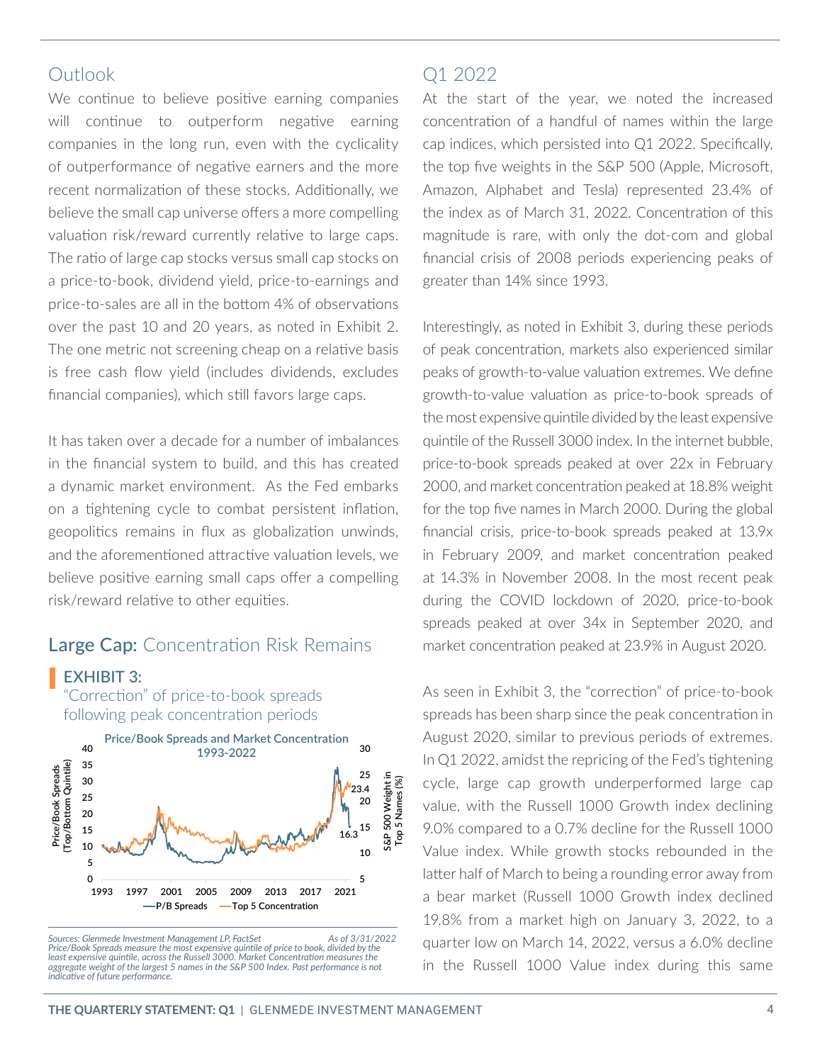## Outlook

We continue to believe positive earning companies will continue to outperform negative earning companies in the long run, even with the cyclicality of outperformance of negative earners and the more recent normalization of these stocks. Additionally, we believe the small cap universe offers a more compelling valuation risk/reward currently relative to large caps. The ratio of large cap stocks versus small cap stocks on a price-to-book, dividend yield, price-to-earnings and price-to-sales are all in the bottom 4% of observations over the past 10 and 20 years, as noted in Exhibit 2. The one metric not screening cheap on a relative basis is free cash flow yield (includes dividends, excludes financial companies), which still favors large caps.

It has taken over a decade for a number of imbalances in the financial system to build, and this has created a dynamic market environment. As the Fed embarks on a tightening cycle to combat persistent inflation, geopolitics remains in flux as globalization unwinds, and the aforementioned attractive valuation levels, we believe positive earning small caps offer a compelling risk/reward relative to other equities.

## Large Cap: Concentration Risk Remains

### EXHIBIT 3:

"Correction" of price-to-book spreads following peak concentration periods

Price/Book Spreads and Market Concentration 1993-2022

Price/Book Spreads (Top/Bottom Quintile)

0 5 10 15 20 25 30 35 40

S&P 500 Weight in Top 5 Names (%)

5 10 15 20 25 30

1993 1997 2001 2005 2009 2013 2017 2021

23.4

16.3

P/B Spreads — Top 5 Concentration

*Sources: Glenmede Investment Management LP, FactSet* *As of 3/31/2022*
*Price/Book Spreads measure the most expensive quintile of price to book, divided by the least expensive quintile, across the Russell 3000. Market Concentration measures the aggregate weight of the largest 5 names in the S&P 500 Index. Past performance is not indicative of future performance.*

## Q1 2022

At the start of the year, we noted the increased concentration of a handful of names within the large cap indices, which persisted into Q1 2022. Specifically, the top five weights in the S&P 500 (Apple, Microsoft, Amazon, Alphabet and Tesla) represented 23.4% of the index as of March 31, 2022. Concentration of this magnitude is rare, with only the dot-com and global financial crisis of 2008 periods experiencing peaks of greater than 14% since 1993.

Interestingly, as noted in Exhibit 3, during these periods of peak concentration, markets also experienced similar peaks of growth-to-value valuation extremes. We define growth-to-value valuation as price-to-book spreads of the most expensive quintile divided by the least expensive quintile of the Russell 3000 index. In the internet bubble, price-to-book spreads peaked at over 22x in February 2000, and market concentration peaked at 18.8% weight for the top five names in March 2000. During the global financial crisis, price-to-book spreads peaked at 13.9x in February 2009, and market concentration peaked at 14.3% in November 2008. In the most recent peak during the COVID lockdown of 2020, price-to-book spreads peaked at over 34x in September 2020, and market concentration peaked at 23.9% in August 2020.

As seen in Exhibit 3, the "correction" of price-to-book spreads has been sharp since the peak concentration in August 2020, similar to previous periods of extremes. In Q1 2022, amidst the repricing of the Fed's tightening cycle, large cap growth underperformed large cap value, with the Russell 1000 Growth index declining 9.0% compared to a 0.7% decline for the Russell 1000 Value index. While growth stocks rebounded in the latter half of March to being a rounding error away from a bear market (Russell 1000 Growth index declined 19.8% from a market high on January 3, 2022, to a quarter low on March 14, 2022, versus a 6.0% decline in the Russell 1000 Value index during this same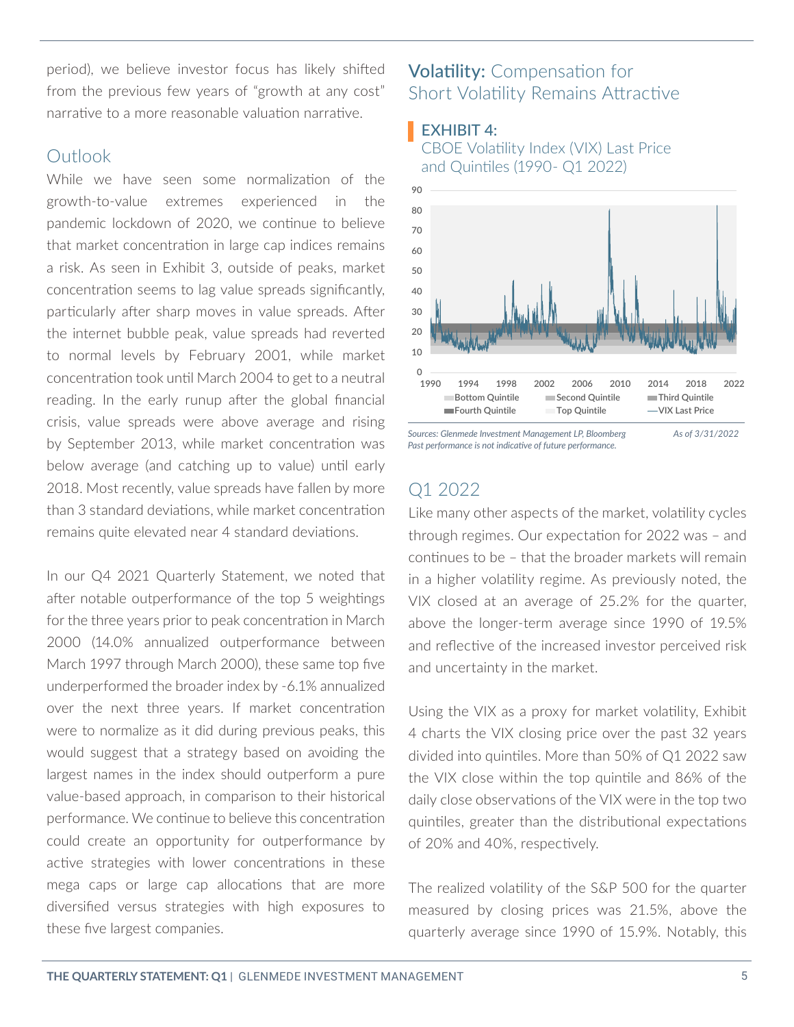period), we believe investor focus has likely shifted from the previous few years of "growth at any cost" narrative to a more reasonable valuation narrative.

## Outlook

While we have seen some normalization of the growth-to-value extremes experienced in the pandemic lockdown of 2020, we continue to believe that market concentration in large cap indices remains a risk. As seen in Exhibit 3, outside of peaks, market concentration seems to lag value spreads significantly, particularly after sharp moves in value spreads. After the internet bubble peak, value spreads had reverted to normal levels by February 2001, while market concentration took until March 2004 to get to a neutral reading. In the early runup after the global financial crisis, value spreads were above average and rising by September 2013, while market concentration was below average (and catching up to value) until early 2018. Most recently, value spreads have fallen by more than 3 standard deviations, while market concentration remains quite elevated near 4 standard deviations.

In our Q4 2021 Quarterly Statement, we noted that after notable outperformance of the top 5 weightings for the three years prior to peak concentration in March 2000 (14.0% annualized outperformance between March 1997 through March 2000), these same top five underperformed the broader index by -6.1% annualized over the next three years. If market concentration were to normalize as it did during previous peaks, this would suggest that a strategy based on avoiding the largest names in the index should outperform a pure value-based approach, in comparison to their historical performance. We continue to believe this concentration could create an opportunity for outperformance by active strategies with lower concentrations in these mega caps or large cap allocations that are more diversified versus strategies with high exposures to these five largest companies.

# Volatility: Compensation for Short Volatility Remains Attractive

**EXHIBIT 4:**
CBOE Volatility Index (VIX) Last Price and Quintiles (1990- Q1 2022)

90
80
70
60
50
40
30
20
10
0
1990 1994 1998 2002 2006 2010 2014 2018 2022

Bottom Quintile
Second Quintile
Third Quintile
Fourth Quintile
Top Quintile
VIX Last Price

*Sources: Glenmede Investment Management LP, Bloomberg* *As of 3/31/2022*
*Past performance is not indicative of future performance.*

## Q1 2022

Like many other aspects of the market, volatility cycles through regimes. Our expectation for 2022 was – and continues to be – that the broader markets will remain in a higher volatility regime. As previously noted, the VIX closed at an average of 25.2% for the quarter, above the longer-term average since 1990 of 19.5% and reflective of the increased investor perceived risk and uncertainty in the market.

Using the VIX as a proxy for market volatility, Exhibit 4 charts the VIX closing price over the past 32 years divided into quintiles. More than 50% of Q1 2022 saw the VIX close within the top quintile and 86% of the daily close observations of the VIX were in the top two quintiles, greater than the distributional expectations of 20% and 40%, respectively.

The realized volatility of the S&P 500 for the quarter measured by closing prices was 21.5%, above the quarterly average since 1990 of 15.9%. Notably, this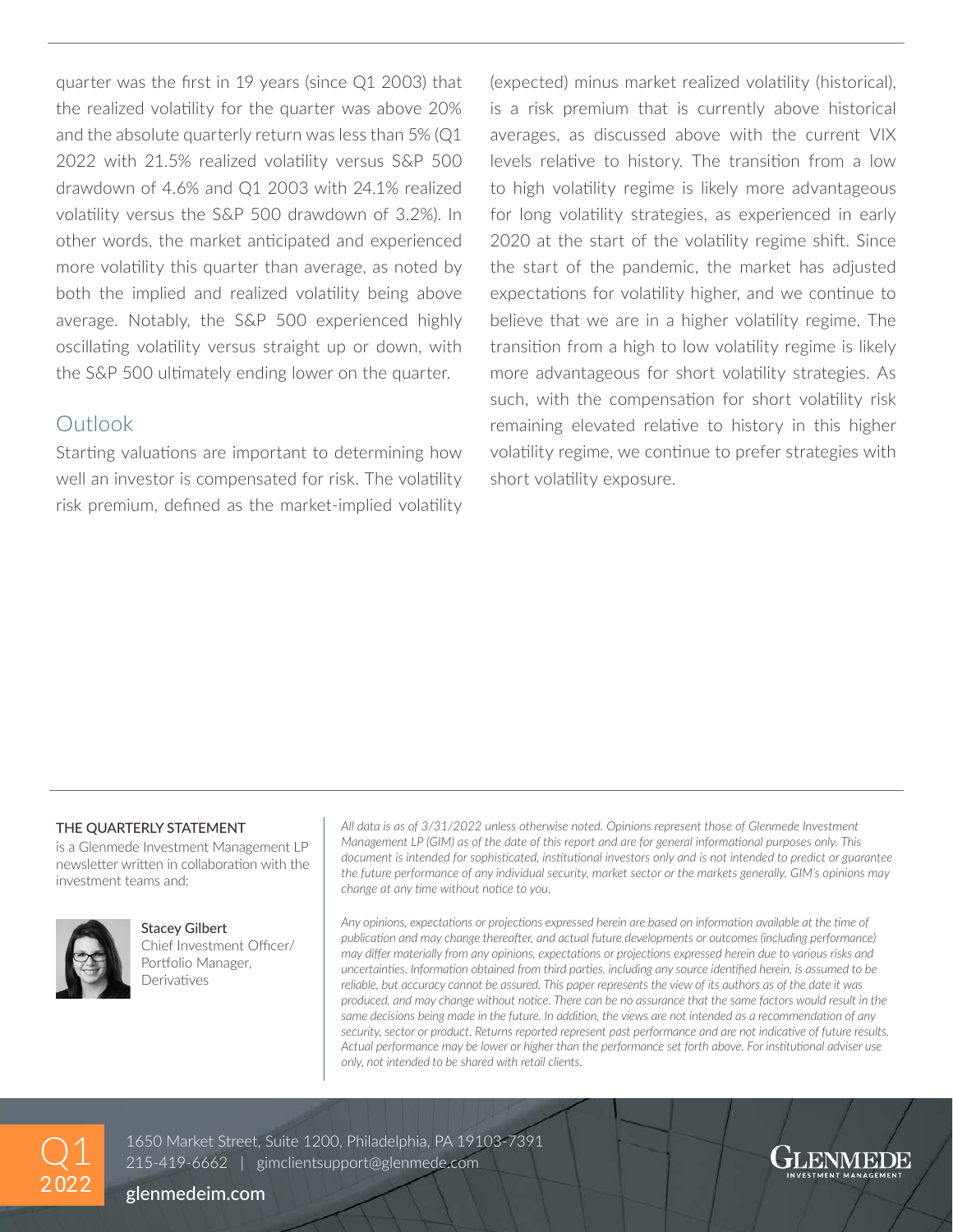quarter was the first in 19 years (since Q1 2003) that the realized volatility for the quarter was above 20% and the absolute quarterly return was less than 5% (Q1 2022 with 21.5% realized volatility versus S&P 500 drawdown of 4.6% and Q1 2003 with 24.1% realized volatility versus the S&P 500 drawdown of 3.2%). In other words, the market anticipated and experienced more volatility this quarter than average, as noted by both the implied and realized volatility being above average. Notably, the S&P 500 experienced highly oscillating volatility versus straight up or down, with the S&P 500 ultimately ending lower on the quarter.

## Outlook

Starting valuations are important to determining how well an investor is compensated for risk. The volatility risk premium, defined as the market-implied volatility (expected) minus market realized volatility (historical), is a risk premium that is currently above historical averages, as discussed above with the current VIX levels relative to history. The transition from a low to high volatility regime is likely more advantageous for long volatility strategies, as experienced in early 2020 at the start of the volatility regime shift. Since the start of the pandemic, the market has adjusted expectations for volatility higher, and we continue to believe that we are in a higher volatility regime. The transition from a high to low volatility regime is likely more advantageous for short volatility strategies. As such, with the compensation for short volatility risk remaining elevated relative to history in this higher volatility regime, we continue to prefer strategies with short volatility exposure.

**THE QUARTERLY STATEMENT**

is a Glenmede Investment Management LP newsletter written in collaboration with the investment teams and:

**Stacey Gilbert**
Chief Investment Officer/
Portfolio Manager,
Derivatives

*All data is as of 3/31/2022 unless otherwise noted. Opinions represent those of Glenmede Investment Management LP (GIM) as of the date of this report and are for general informational purposes only. This document is intended for sophisticated, institutional investors only and is not intended to predict or guarantee the future performance of any individual security, market sector or the markets generally. GIM's opinions may change at any time without notice to you.*

*Any opinions, expectations or projections expressed herein are based on information available at the time of publication and may change thereafter, and actual future developments or outcomes (including performance) may differ materially from any opinions, expectations or projections expressed herein due to various risks and uncertainties. Information obtained from third parties, including any source identified herein, is assumed to be reliable, but accuracy cannot be assured. This paper represents the view of its authors as of the date it was produced, and may change without notice. There can be no assurance that the same factors would result in the same decisions being made in the future. In addition, the views are not intended as a recommendation of any security, sector or product. Returns reported represent past performance and are not indicative of future results. Actual performance may be lower or higher than the performance set forth above. For institutional adviser use only, not intended to be shared with retail clients.*

1650 Market Street, Suite 1200, Philadelphia, PA 19103-7391
215-419-6662 | gimclientsupport@glenmede.com

glenmedeim.com